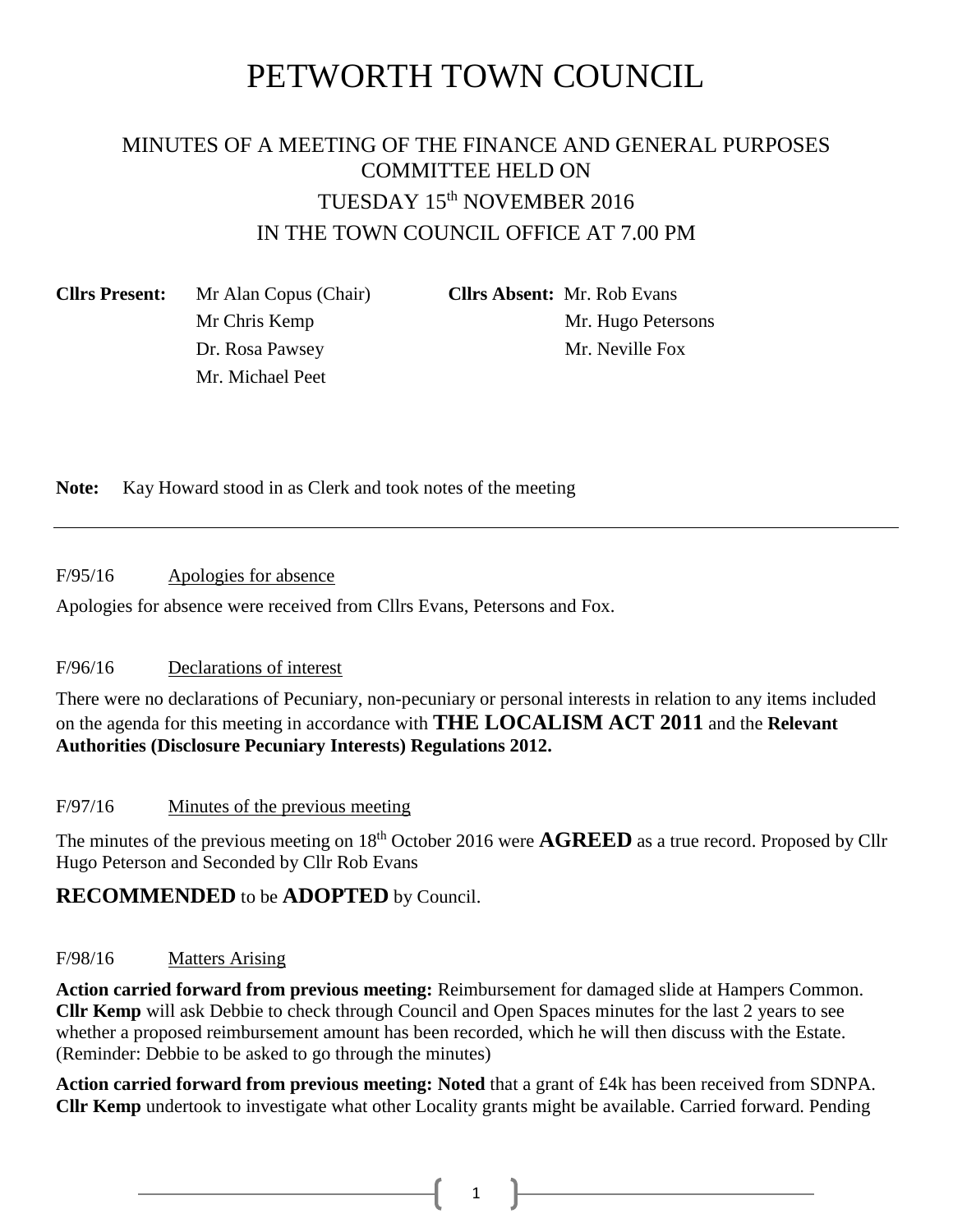# PETWORTH TOWN COUNCIL

## MINUTES OF A MEETING OF THE FINANCE AND GENERAL PURPOSES COMMITTEE HELD ON TUESDAY 15th NOVEMBER 2016 IN THE TOWN COUNCIL OFFICE AT 7.00 PM

**Cllrs Present:** Mr Alan Copus (Chair), Mr Chris Kemp, Dr. Rosa Pawsey, Mr. Michael Peet

**Cllrs Absent:** Mr. Rob Evans, Mr. Hugo Petersons, Mr. Neville Fox

**Note:** Kay Howard stood in as Clerk and took notes of the meeting

---

F/95/16 Apologies for absence

Apologies for absence were received from Cllrs Evans, Petersons and Fox.

F/96/16 Declarations of interest

There were no declarations of Pecuniary, non-pecuniary or personal interests in relation to any items included on the agenda for this meeting in accordance with **THE LOCALISM ACT 2011** and the **Relevant Authorities (Disclosure Pecuniary Interests) Regulations 2012.**

F/97/16 Minutes of the previous meeting

The minutes of the previous meeting on 18th October 2016 were **AGREED** as a true record. Proposed by Cllr Hugo Peterson and Seconded by Cllr Rob Evans

**RECOMMENDED** to be **ADOPTED** by Council.

F/98/16 Matters Arising

**Action carried forward from previous meeting:** Reimbursement for damaged slide at Hampers Common. **Cllr Kemp** will ask Debbie to check through Council and Open Spaces minutes for the last 2 years to see whether a proposed reimbursement amount has been recorded, which he will then discuss with the Estate. (Reminder: Debbie to be asked to go through the minutes)

**Action carried forward from previous meeting: Noted** that a grant of £4k has been received from SDNPA. **Cllr Kemp** undertook to investigate what other Locality grants might be available. Carried forward. Pending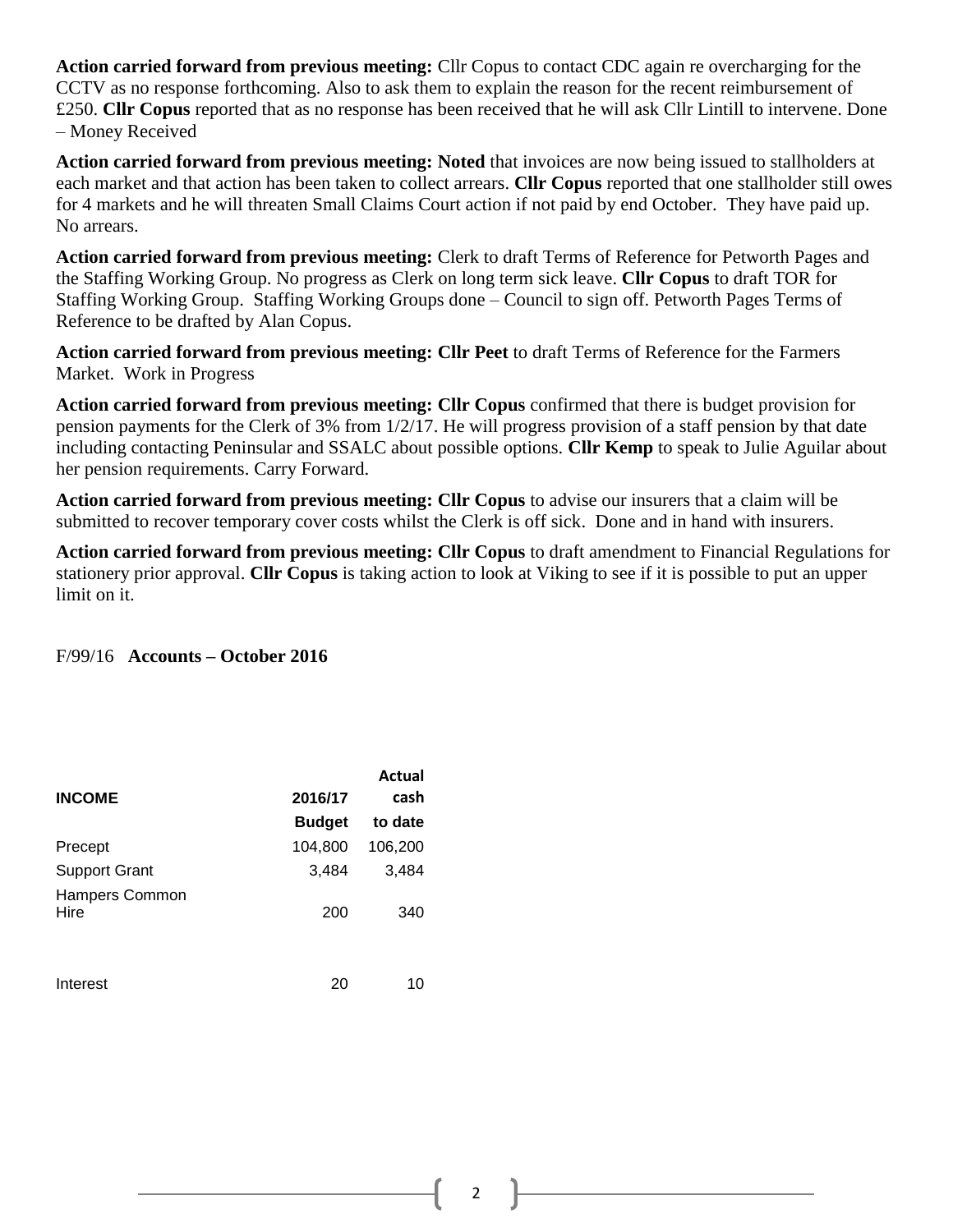**Action carried forward from previous meeting:** Cllr Copus to contact CDC again re overcharging for the CCTV as no response forthcoming. Also to ask them to explain the reason for the recent reimbursement of £250. **Cllr Copus** reported that as no response has been received that he will ask Cllr Lintill to intervene. Done – Money Received

**Action carried forward from previous meeting: Noted** that invoices are now being issued to stallholders at each market and that action has been taken to collect arrears. **Cllr Copus** reported that one stallholder still owes for 4 markets and he will threaten Small Claims Court action if not paid by end October. They have paid up. No arrears.

**Action carried forward from previous meeting:** Clerk to draft Terms of Reference for Petworth Pages and the Staffing Working Group. No progress as Clerk on long term sick leave. **Cllr Copus** to draft TOR for Staffing Working Group. Staffing Working Groups done – Council to sign off. Petworth Pages Terms of Reference to be drafted by Alan Copus.

**Action carried forward from previous meeting: Cllr Peet** to draft Terms of Reference for the Farmers Market. Work in Progress

**Action carried forward from previous meeting: Cllr Copus** confirmed that there is budget provision for pension payments for the Clerk of 3% from 1/2/17. He will progress provision of a staff pension by that date including contacting Peninsular and SSALC about possible options. **Cllr Kemp** to speak to Julie Aguilar about her pension requirements. Carry Forward.

**Action carried forward from previous meeting: Cllr Copus** to advise our insurers that a claim will be submitted to recover temporary cover costs whilst the Clerk is off sick. Done and in hand with insurers.

**Action carried forward from previous meeting: Cllr Copus** to draft amendment to Financial Regulations for stationery prior approval. **Cllr Copus** is taking action to look at Viking to see if it is possible to put an upper limit on it.

F/99/16 **Accounts – October 2016**

| **INCOME** | **2016/17 Budget** | **Actual cash to date** |
|---|---|---|
| Precept | 104,800 | 106,200 |
| Support Grant | 3,484 | 3,484 |
| Hampers Common Hire | 200 | 340 |
| Interest | 20 | 10 |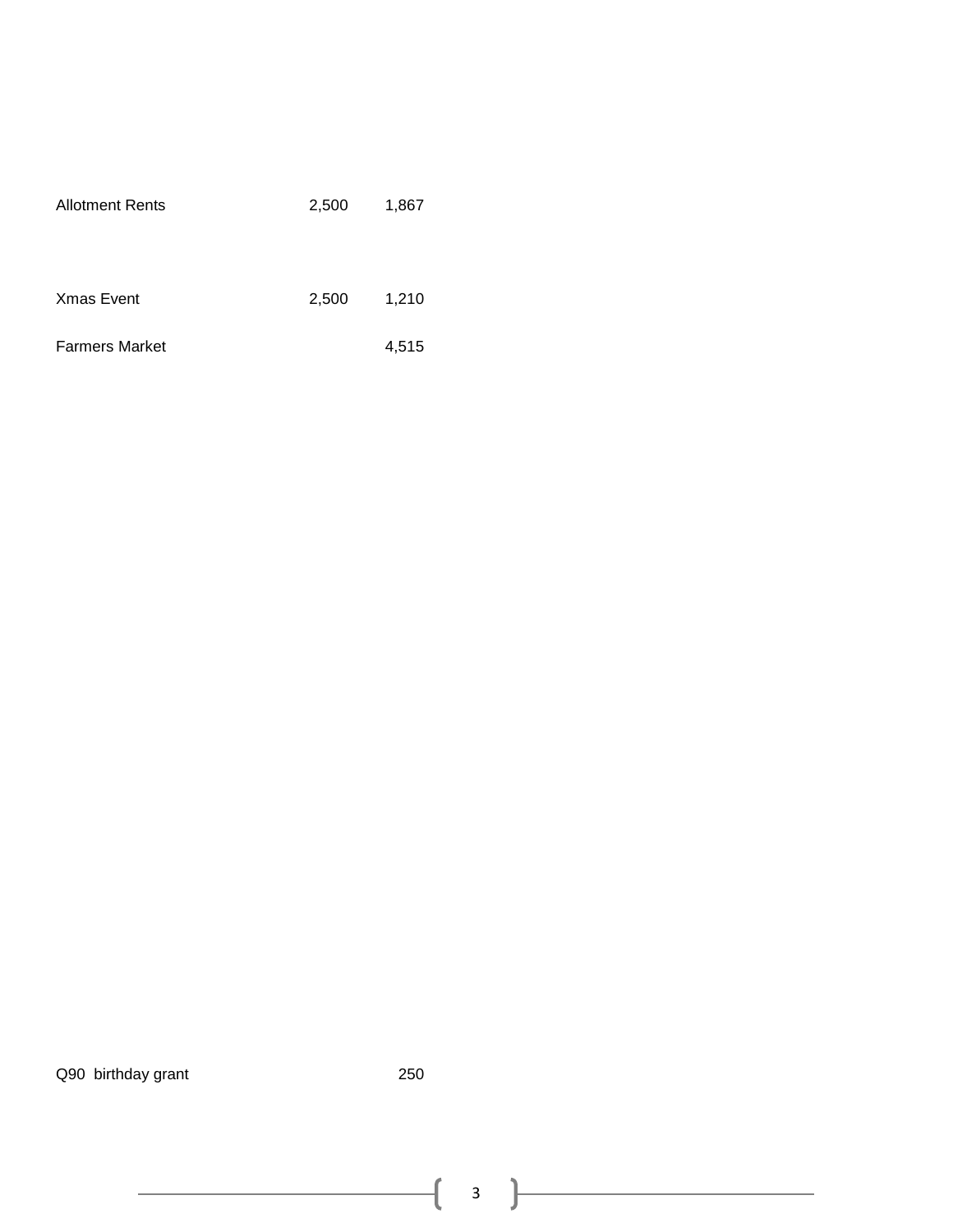| | | |
|---|---|---|
| Allotment Rents | 2,500 | 1,867 |
| Xmas Event | 2,500 | 1,210 |
| Farmers Market | | 4,515 |
| Q90 birthday grant | | 250 |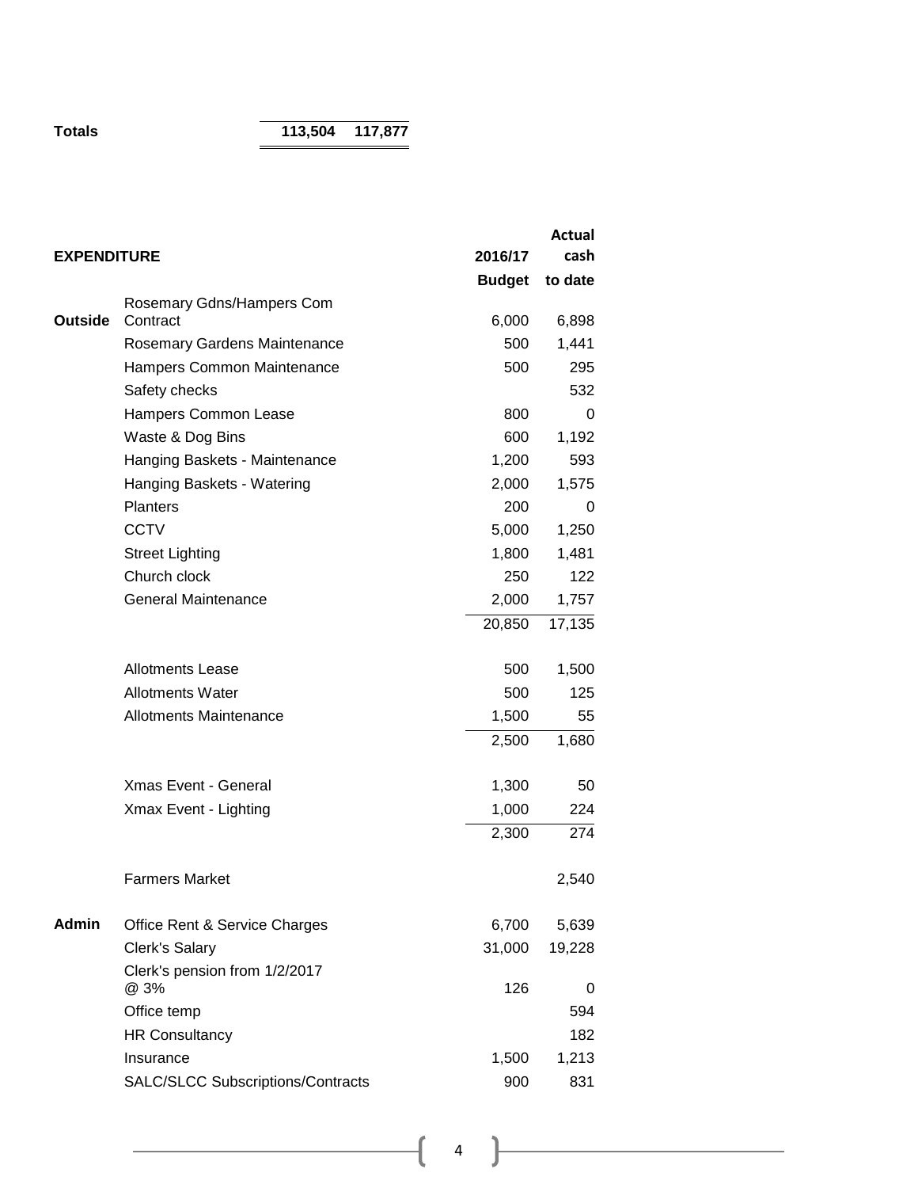| **Totals** | **113,504** | **117,877** |
|---|---|---|

| **EXPENDITURE** | | **2016/17 Budget** | **Actual cash to date** |
|---|---|---|---|
| **Outside** | Rosemary Gdns/Hampers Com Contract | 6,000 | 6,898 |
| | Rosemary Gardens Maintenance | 500 | 1,441 |
| | Hampers Common Maintenance | 500 | 295 |
| | Safety checks | | 532 |
| | Hampers Common Lease | 800 | 0 |
| | Waste & Dog Bins | 600 | 1,192 |
| | Hanging Baskets - Maintenance | 1,200 | 593 |
| | Hanging Baskets - Watering | 2,000 | 1,575 |
| | Planters | 200 | 0 |
| | CCTV | 5,000 | 1,250 |
| | Street Lighting | 1,800 | 1,481 |
| | Church clock | 250 | 122 |
| | General Maintenance | 2,000 | 1,757 |
| | | 20,850 | 17,135 |
| | Allotments Lease | 500 | 1,500 |
| | Allotments Water | 500 | 125 |
| | Allotments Maintenance | 1,500 | 55 |
| | | 2,500 | 1,680 |
| | Xmas Event - General | 1,300 | 50 |
| | Xmax Event - Lighting | 1,000 | 224 |
| | | 2,300 | 274 |
| | Farmers Market | | 2,540 |
| **Admin** | Office Rent & Service Charges | 6,700 | 5,639 |
| | Clerk's Salary | 31,000 | 19,228 |
| | Clerk's pension from 1/2/2017 @ 3% | 126 | 0 |
| | Office temp | | 594 |
| | HR Consultancy | | 182 |
| | Insurance | 1,500 | 1,213 |
| | SALC/SLCC Subscriptions/Contracts | 900 | 831 |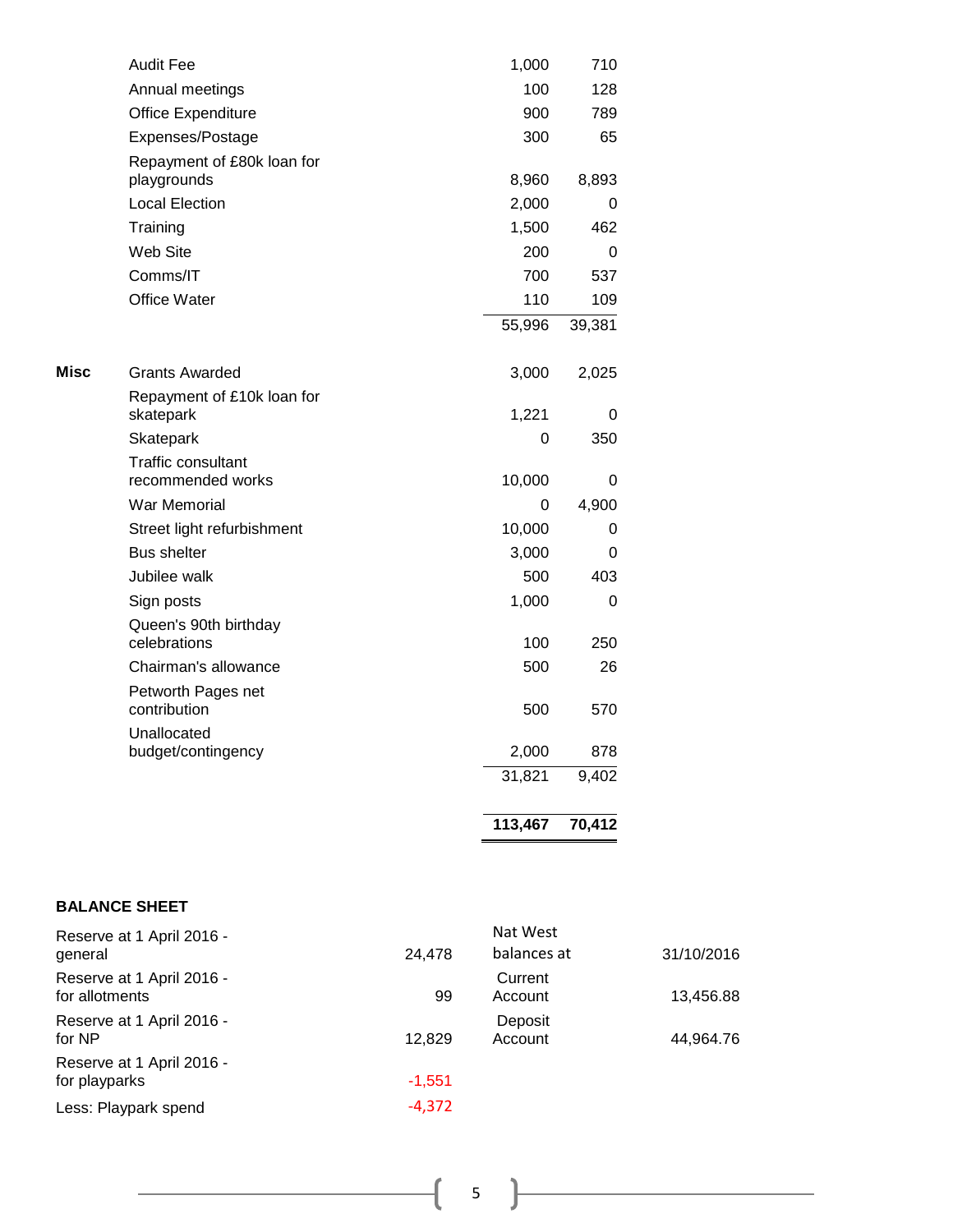| | | | |
|---|---|---|---|
| | Audit Fee | 1,000 | 710 |
| | Annual meetings | 100 | 128 |
| | Office Expenditure | 900 | 789 |
| | Expenses/Postage | 300 | 65 |
| | Repayment of £80k loan for playgrounds | 8,960 | 8,893 |
| | Local Election | 2,000 | 0 |
| | Training | 1,500 | 462 |
| | Web Site | 200 | 0 |
| | Comms/IT | 700 | 537 |
| | Office Water | 110 | 109 |
| | | 55,996 | 39,381 |
| **Misc** | Grants Awarded | 3,000 | 2,025 |
| | Repayment of £10k loan for skatepark | 1,221 | 0 |
| | Skatepark | 0 | 350 |
| | Traffic consultant recommended works | 10,000 | 0 |
| | War Memorial | 0 | 4,900 |
| | Street light refurbishment | 10,000 | 0 |
| | Bus shelter | 3,000 | 0 |
| | Jubilee walk | 500 | 403 |
| | Sign posts | 1,000 | 0 |
| | Queen's 90th birthday celebrations | 100 | 250 |
| | Chairman's allowance | 500 | 26 |
| | Petworth Pages net contribution | 500 | 570 |
| | Unallocated budget/contingency | 2,000 | 878 |
| | | 31,821 | 9,402 |
| | | **113,467** | **70,412** |

**BALANCE SHEET**

| | | | |
|---|---|---|---|
| Reserve at 1 April 2016 - general | 24,478 | Nat West balances at | 31/10/2016 |
| Reserve at 1 April 2016 - for allotments | 99 | Current Account | 13,456.88 |
| Reserve at 1 April 2016 - for NP | 12,829 | Deposit Account | 44,964.76 |
| Reserve at 1 April 2016 - for playparks | -1,551 | | |
| Less: Playpark spend | -4,372 | | |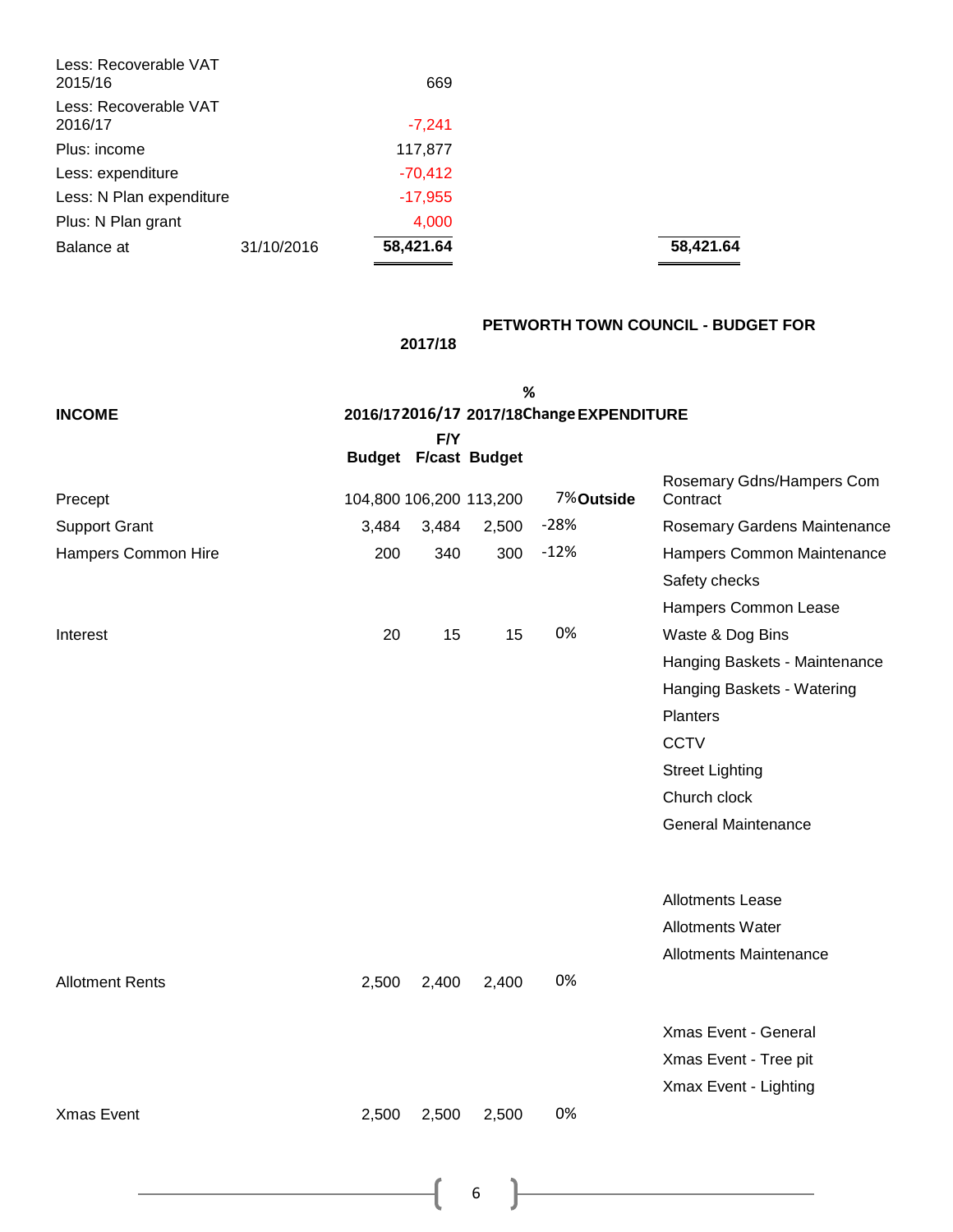| | | | |
|---|---|---|---|
| Less: Recoverable VAT 2015/16 | | 669 | |
| Less: Recoverable VAT 2016/17 | | -7,241 | |
| Plus: income | | 117,877 | |
| Less: expenditure | | -70,412 | |
| Less: N Plan expenditure | | -17,955 | |
| Plus: N Plan grant | | 4,000 | |
| Balance at | 31/10/2016 | **58,421.64** | **58,421.64** |

## PETWORTH TOWN COUNCIL - BUDGET FOR 2017/18

| INCOME | 2016/17 Budget | 2016/17 F/Y F/cast | 2017/18 Budget | % Change | EXPENDITURE | |
|---|---|---|---|---|---|---|
| Precept | 104,800 | 106,200 | 113,200 | 7% | **Outside** | Rosemary Gdns/Hampers Com Contract |
| Support Grant | 3,484 | 3,484 | 2,500 | -28% | | Rosemary Gardens Maintenance |
| Hampers Common Hire | 200 | 340 | 300 | -12% | | Hampers Common Maintenance |
| | | | | | | Safety checks |
| | | | | | | Hampers Common Lease |
| Interest | 20 | 15 | 15 | 0% | | Waste & Dog Bins |
| | | | | | | Hanging Baskets - Maintenance |
| | | | | | | Hanging Baskets - Watering |
| | | | | | | Planters |
| | | | | | | CCTV |
| | | | | | | Street Lighting |
| | | | | | | Church clock |
| | | | | | | General Maintenance |
| | | | | | | |
| | | | | | | Allotments Lease |
| | | | | | | Allotments Water |
| | | | | | | Allotments Maintenance |
| Allotment Rents | 2,500 | 2,400 | 2,400 | 0% | | |
| | | | | | | Xmas Event - General |
| | | | | | | Xmas Event - Tree pit |
| | | | | | | Xmax Event - Lighting |
| Xmas Event | 2,500 | 2,500 | 2,500 | 0% | | |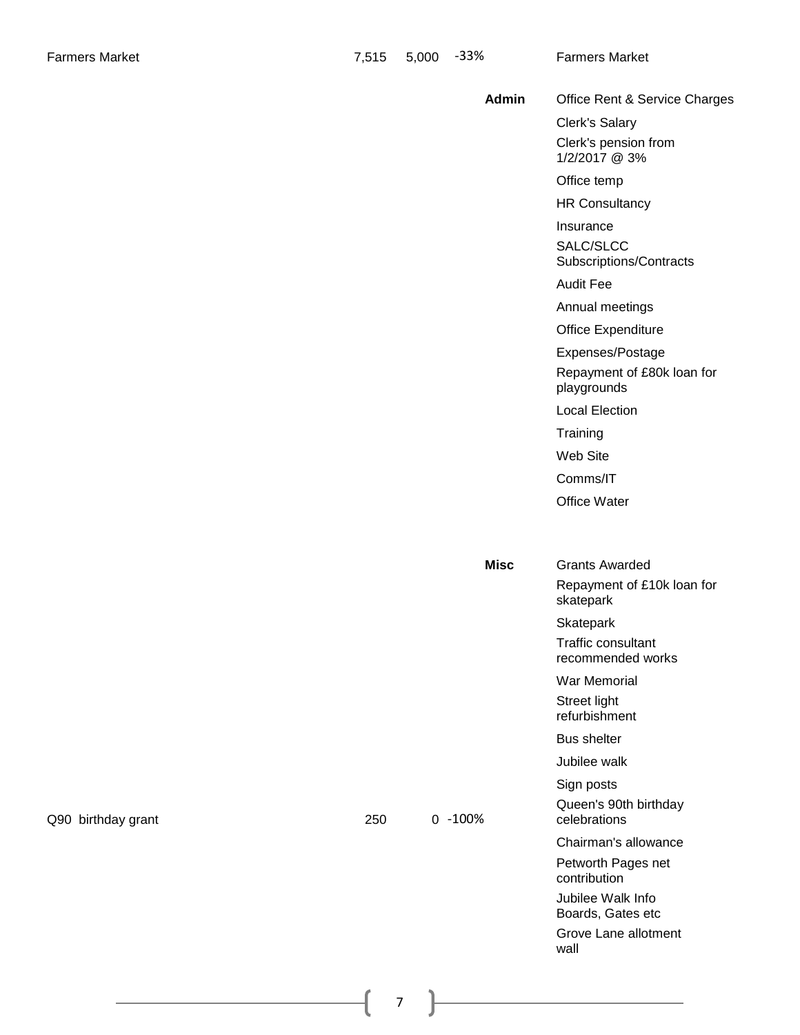| | | | | | |
|---|---|---|---|---|---|
| Farmers Market | 7,515 | 5,000 | -33% | | Farmers Market |
| | | | | **Admin** | Office Rent & Service Charges |
| | | | | | Clerk's Salary |
| | | | | | Clerk's pension from 1/2/2017 @ 3% |
| | | | | | Office temp |
| | | | | | HR Consultancy |
| | | | | | Insurance |
| | | | | | SALC/SLCC Subscriptions/Contracts |
| | | | | | Audit Fee |
| | | | | | Annual meetings |
| | | | | | Office Expenditure |
| | | | | | Expenses/Postage |
| | | | | | Repayment of £80k loan for playgrounds |
| | | | | | Local Election |
| | | | | | Training |
| | | | | | Web Site |
| | | | | | Comms/IT |
| | | | | | Office Water |
| | | | | **Misc** | Grants Awarded |
| | | | | | Repayment of £10k loan for skatepark |
| | | | | | Skatepark |
| | | | | | Traffic consultant recommended works |
| | | | | | War Memorial |
| | | | | | Street light refurbishment |
| | | | | | Bus shelter |
| | | | | | Jubilee walk |
| | | | | | Sign posts |
| Q90 birthday grant | 250 | 0 | -100% | | Queen's 90th birthday celebrations |
| | | | | | Chairman's allowance |
| | | | | | Petworth Pages net contribution |
| | | | | | Jubilee Walk Info Boards, Gates etc |
| | | | | | Grove Lane allotment wall |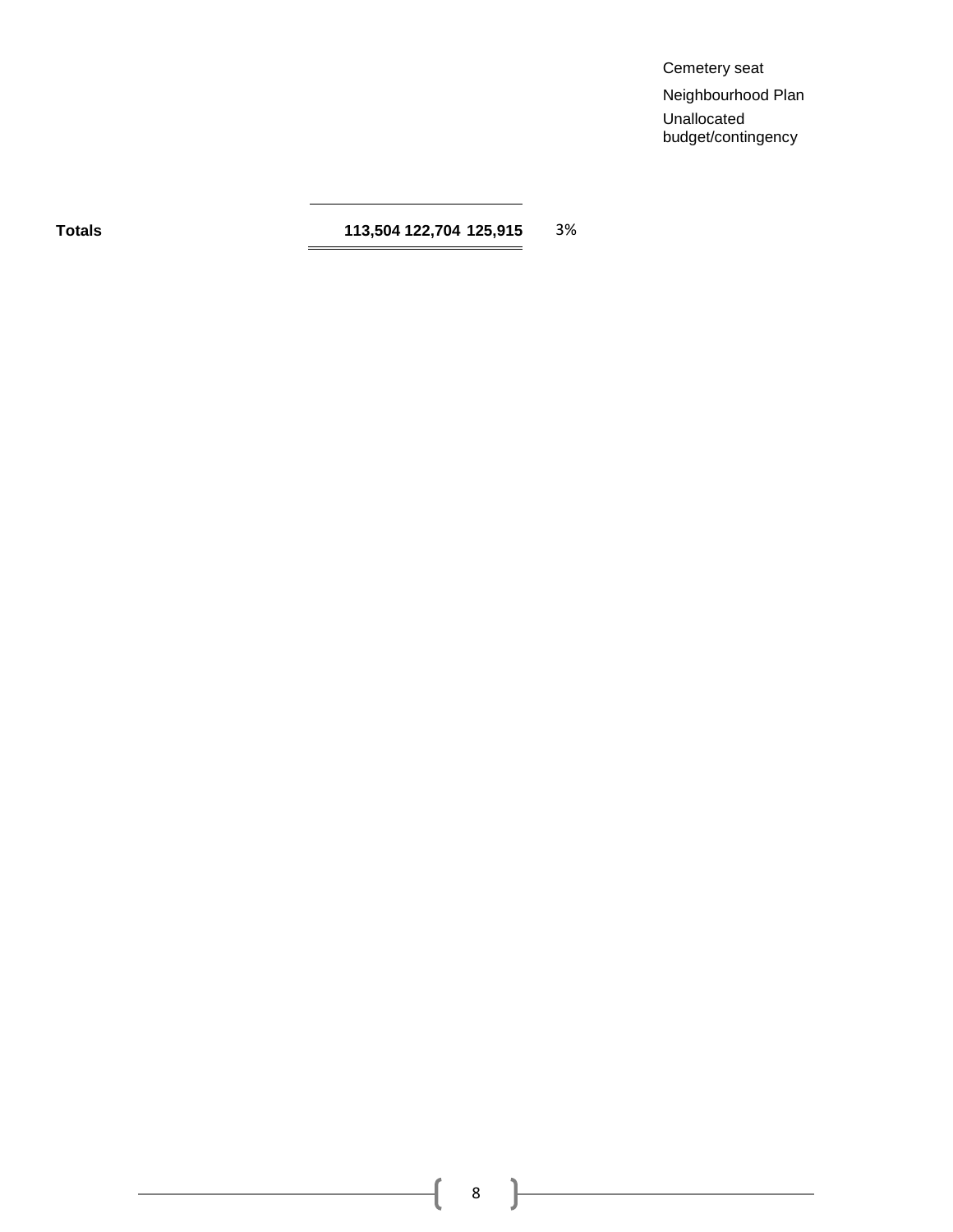Cemetery seat

Neighbourhood Plan

Unallocated budget/contingency

| | | | | |
|---|---|---|---|---|
| **Totals** | **113,504** | **122,704** | **125,915** | 3% |